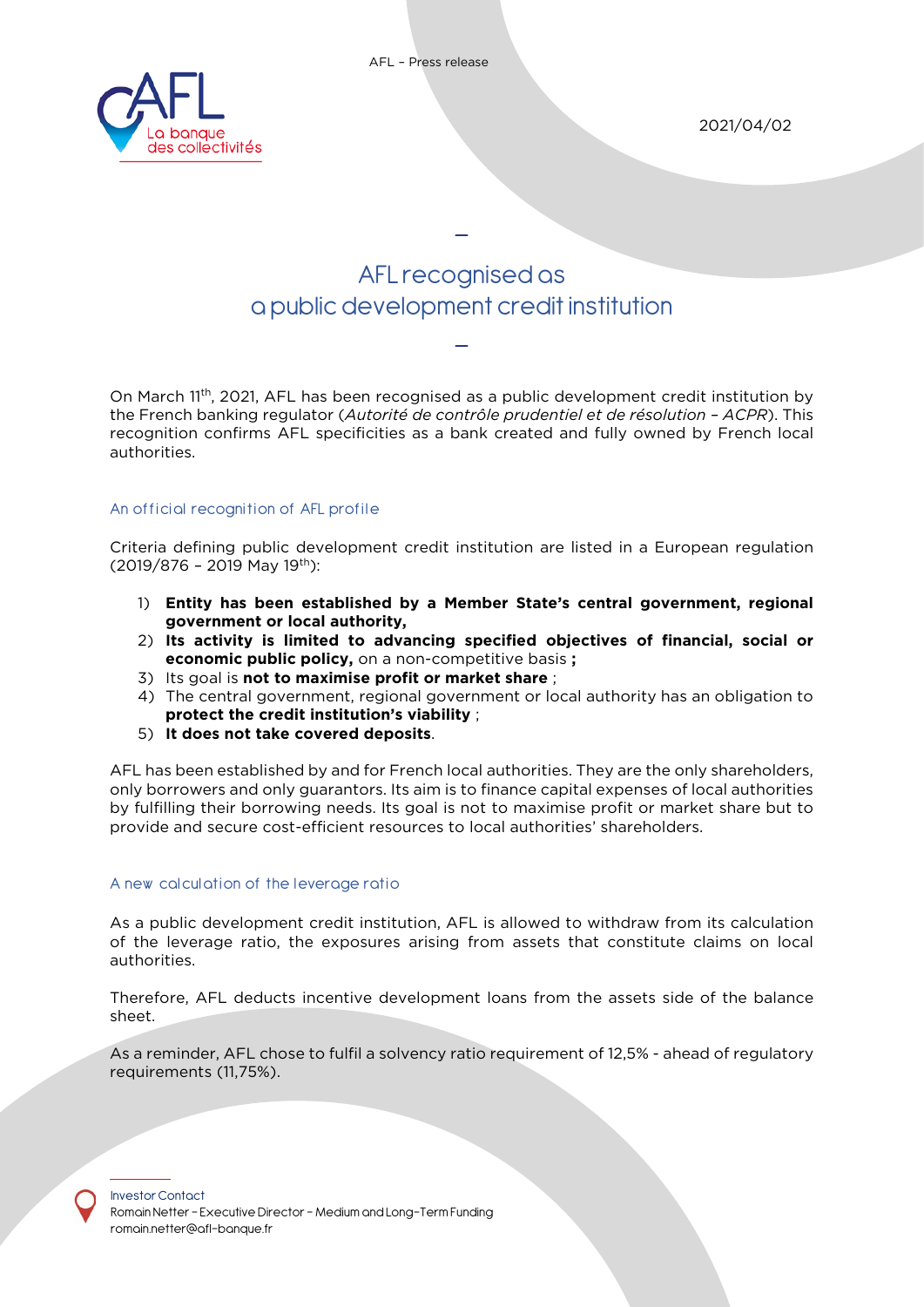AFL – Press release

2021/04/02

# AFL recognised as a public development credit institution

On March 11th, 2021, AFL has been recognised as a public development credit institution by the French banking regulator (*Autorité de contrôle prudentiel et de résolution – ACPR*). This recognition confirms AFL specificities as a bank created and fully owned by French local authorities.

## An official recognition of AFL profile

Criteria defining public development credit institution are listed in a European regulation (2019/876 – 2019 May 19th):

1) **Entity has been established by a Member State's central government, regional government or local authority,**
2) **Its activity is limited to advancing specified objectives of financial, social or economic public policy,** on a non-competitive basis **;**
3) Its goal is **not to maximise profit or market share** ;
4) The central government, regional government or local authority has an obligation to **protect the credit institution's viability** ;
5) **It does not take covered deposits**.

AFL has been established by and for French local authorities. They are the only shareholders, only borrowers and only guarantors. Its aim is to finance capital expenses of local authorities by fulfilling their borrowing needs. Its goal is not to maximise profit or market share but to provide and secure cost-efficient resources to local authorities' shareholders.

## A new calculation of the leverage ratio

As a public development credit institution, AFL is allowed to withdraw from its calculation of the leverage ratio, the exposures arising from assets that constitute claims on local authorities.

Therefore, AFL deducts incentive development loans from the assets side of the balance sheet.

As a reminder, AFL chose to fulfil a solvency ratio requirement of 12,5% - ahead of regulatory requirements (11,75%).

Investor Contact
Romain Netter – Executive Director – Medium and Long-Term Funding
romain.netter@afl-banque.fr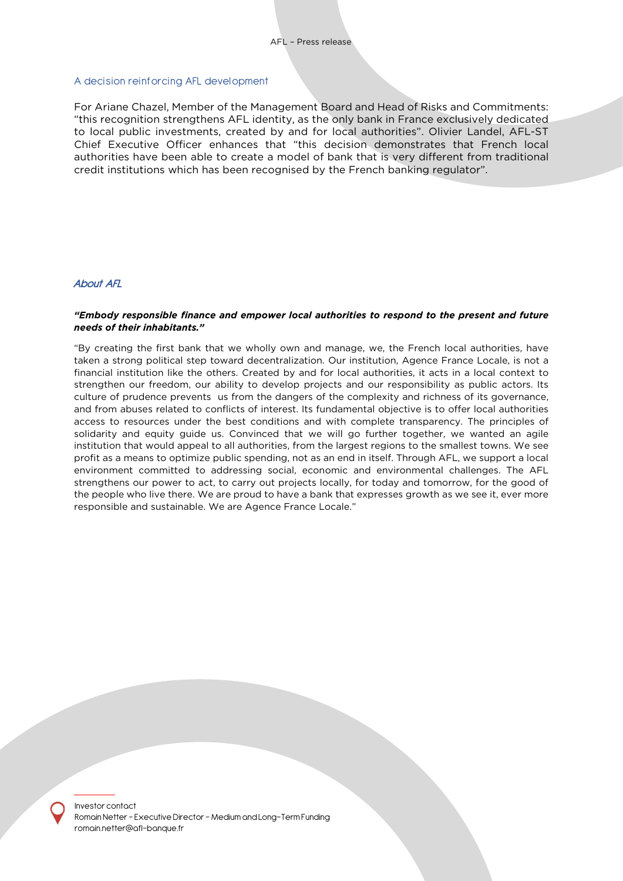## A decision reinforcing AFL development

For Ariane Chazel, Member of the Management Board and Head of Risks and Commitments: "this recognition strengthens AFL identity, as the only bank in France exclusively dedicated to local public investments, created by and for local authorities". Olivier Landel, AFL-ST Chief Executive Officer enhances that "this decision demonstrates that French local authorities have been able to create a model of bank that is very different from traditional credit institutions which has been recognised by the French banking regulator".

## *About AFL*

***"Embody responsible finance and empower local authorities to respond to the present and future needs of their inhabitants."***

"By creating the first bank that we wholly own and manage, we, the French local authorities, have taken a strong political step toward decentralization. Our institution, Agence France Locale, is not a financial institution like the others. Created by and for local authorities, it acts in a local context to strengthen our freedom, our ability to develop projects and our responsibility as public actors. Its culture of prudence prevents us from the dangers of the complexity and richness of its governance, and from abuses related to conflicts of interest. Its fundamental objective is to offer local authorities access to resources under the best conditions and with complete transparency. The principles of solidarity and equity guide us. Convinced that we will go further together, we wanted an agile institution that would appeal to all authorities, from the largest regions to the smallest towns. We see profit as a means to optimize public spending, not as an end in itself. Through AFL, we support a local environment committed to addressing social, economic and environmental challenges. The AFL strengthens our power to act, to carry out projects locally, for today and tomorrow, for the good of the people who live there. We are proud to have a bank that expresses growth as we see it, ever more responsible and sustainable. We are Agence France Locale."

---

Investor contact
Romain Netter – Executive Director – Medium and Long-Term Funding
romain.netter@afl-banque.fr